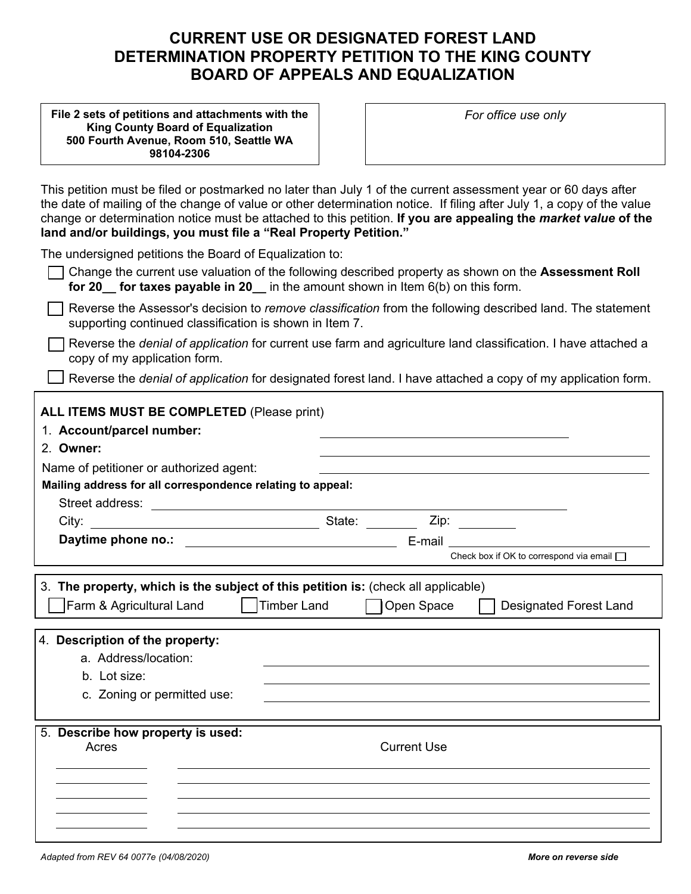# CURRENT USE OR DESIGNATED FOREST LAND DETERMINATION PROPERTY PETITION TO THE KING COUNTY BOARD OF APPEALS AND EQUALIZATION

**File 2 sets of petitions and attachments with the King County Board of Equalization 500 Fourth Avenue, Room 510, Seattle WA 98104-2306**

*For office use only*

This petition must be filed or postmarked no later than July 1 of the current assessment year or 60 days after the date of mailing of the change of value or other determination notice. If filing after July 1, a copy of the value change or determination notice must be attached to this petition. **If you are appealing the *market value* of the land and/or buildings, you must file a "Real Property Petition."**

The undersigned petitions the Board of Equalization to:

- ☐ Change the current use valuation of the following described property as shown on the **Assessment Roll for 20__ for taxes payable in 20__** in the amount shown in Item 6(b) on this form.
- ☐ Reverse the Assessor's decision to *remove classification* from the following described land. The statement supporting continued classification is shown in Item 7.
- ☐ Reverse the *denial of application* for current use farm and agriculture land classification. I have attached a copy of my application form.
- ☐ Reverse the *denial of application* for designated forest land. I have attached a copy of my application form.

**ALL ITEMS MUST BE COMPLETED** (Please print)

1. **Account/parcel number:** ____________________
2. **Owner:** ____________________

Name of petitioner or authorized agent: ____________________

**Mailing address for all correspondence relating to appeal:**

Street address: ____________________

City: ____________________ State: ________ Zip: ________

**Daytime phone no.:** ____________________ E-mail ____________________

Check box if OK to correspond via email ☐

3. **The property, which is the subject of this petition is:** (check all applicable)

☐ Farm & Agricultural Land ☐ Timber Land ☐ Open Space ☐ Designated Forest Land

4. **Description of the property:**
   - a. Address/location: ____________________
   - b. Lot size: ____________________
   - c. Zoning or permitted use: ____________________

5. **Describe how property is used:**

| Acres | Current Use |
| --- | --- |
| | |
| | |
| | |
| | |
| | |

Adapted from REV 64 0077e (04/08/2020)

**More on reverse side**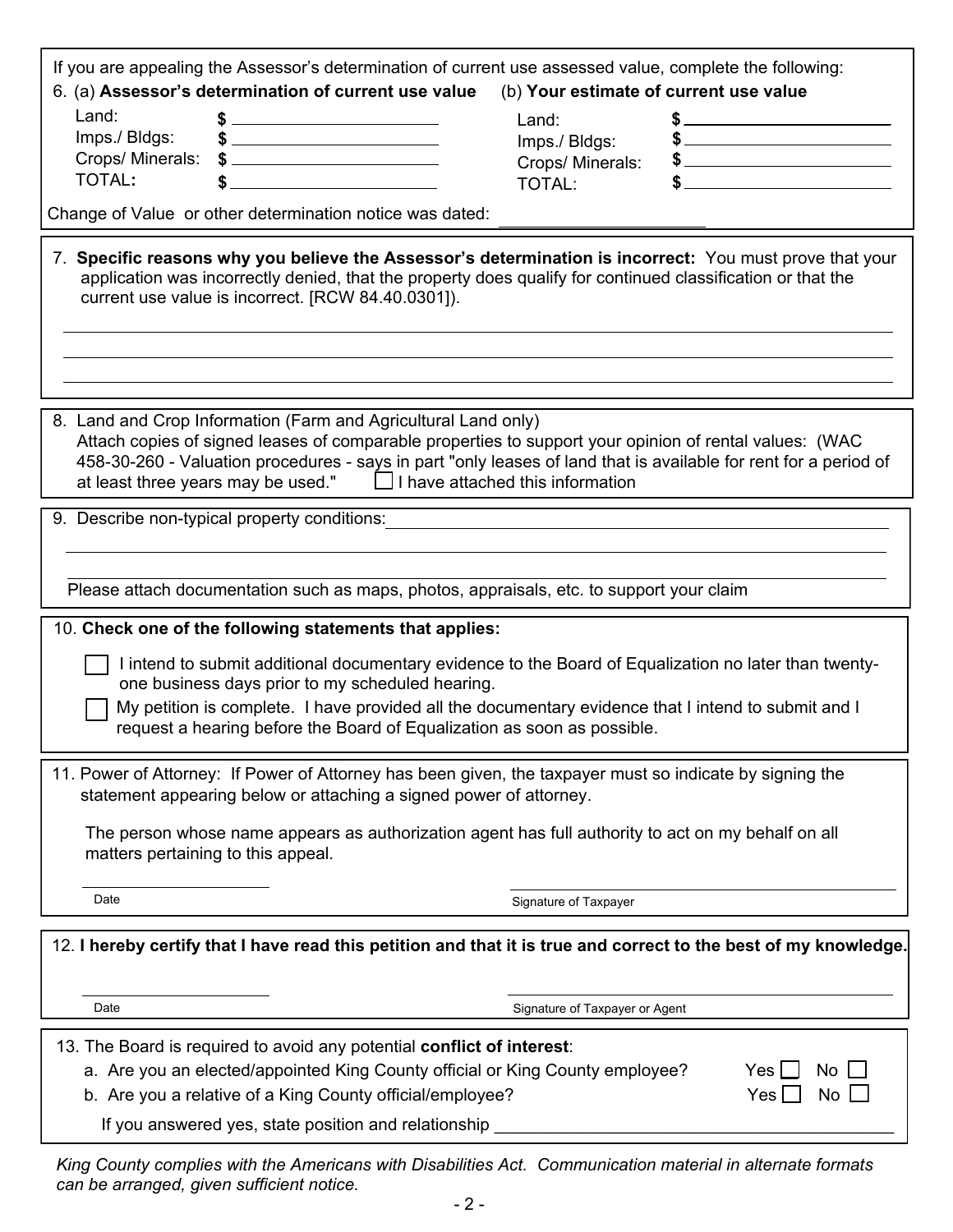If you are appealing the Assessor's determination of current use assessed value, complete the following:

6. (a) **Assessor's determination of current use value** (b) **Your estimate of current use value**

| (a) | | (b) | |
|---|---|---|---|
| Land: | $ ______ | Land: | $ ______ |
| Imps./ Bldgs: | $ ______ | Imps./ Bldgs: | $ ______ |
| Crops/ Minerals: | $ ______ | Crops/ Minerals: | $ ______ |
| TOTAL: | $ ______ | TOTAL: | $ ______ |

Change of Value or other determination notice was dated: ______________________

7. **Specific reasons why you believe the Assessor's determination is incorrect:** You must prove that your application was incorrectly denied, that the property does qualify for continued classification or that the current use value is incorrect. [RCW 84.40.0301]).

______________________________________________________________________

______________________________________________________________________

______________________________________________________________________

8. Land and Crop Information (Farm and Agricultural Land only)
Attach copies of signed leases of comparable properties to support your opinion of rental values: (WAC 458-30-260 - Valuation procedures - says in part "only leases of land that is available for rent for a period of at least three years may be used." ☐ I have attached this information

9. Describe non-typical property conditions: ______________________________________________________________________

______________________________________________________________________

______________________________________________________________________

Please attach documentation such as maps, photos, appraisals, etc. to support your claim

10. **Check one of the following statements that applies:**

☐ I intend to submit additional documentary evidence to the Board of Equalization no later than twenty-one business days prior to my scheduled hearing.

☐ My petition is complete. I have provided all the documentary evidence that I intend to submit and I request a hearing before the Board of Equalization as soon as possible.

11. Power of Attorney: If Power of Attorney has been given, the taxpayer must so indicate by signing the statement appearing below or attaching a signed power of attorney.

The person whose name appears as authorization agent has full authority to act on my behalf on all matters pertaining to this appeal.

______________________ ______________________________________
Date Signature of Taxpayer

12. **I hereby certify that I have read this petition and that it is true and correct to the best of my knowledge.**

______________________ ______________________________________
Date Signature of Taxpayer or Agent

13. The Board is required to avoid any potential **conflict of interest**:

a. Are you an elected/appointed King County official or King County employee? Yes ☐ No ☐

b. Are you a relative of a King County official/employee? Yes ☐ No ☐

If you answered yes, state position and relationship ______________________________________

*King County complies with the Americans with Disabilities Act. Communication material in alternate formats can be arranged, given sufficient notice.*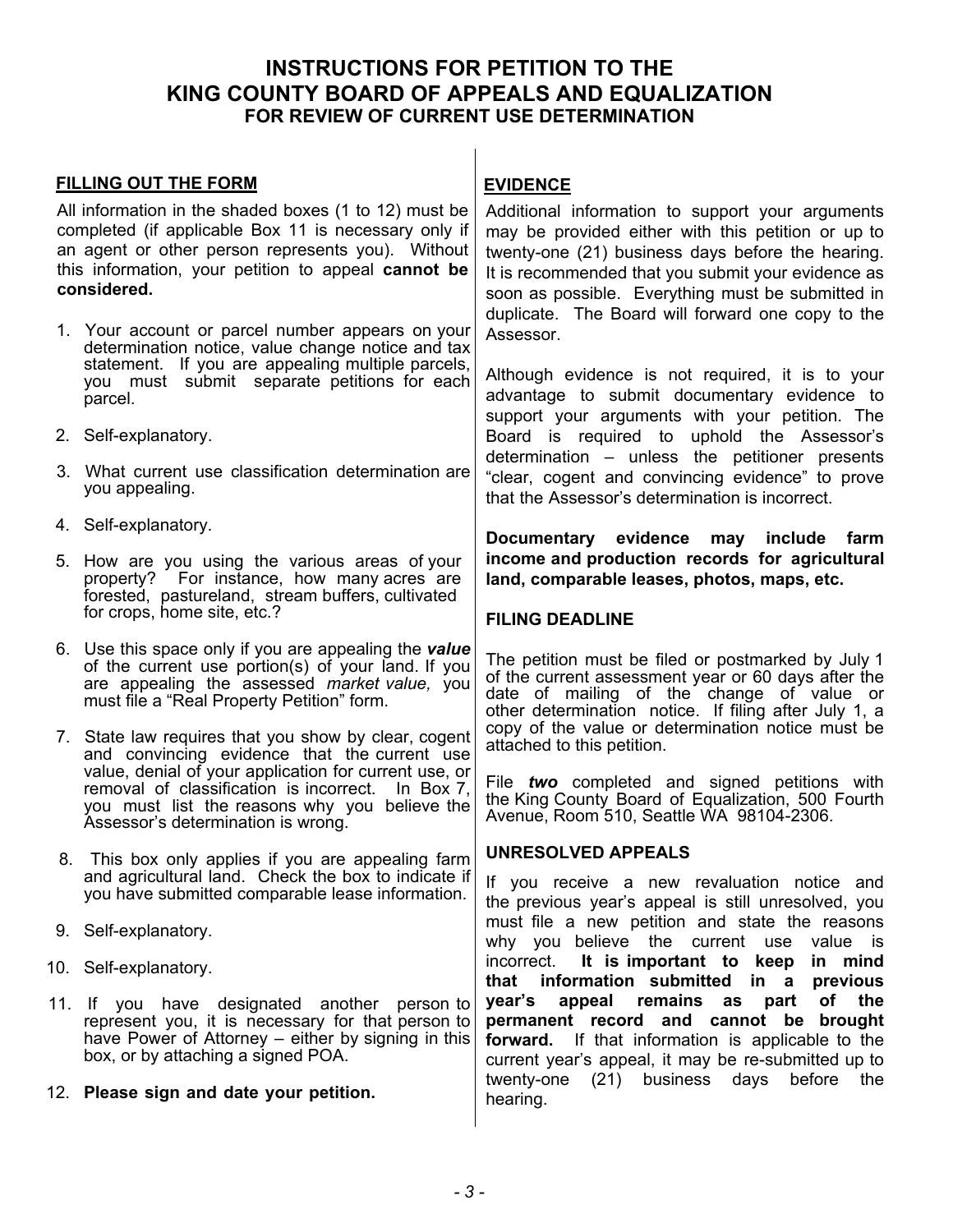# INSTRUCTIONS FOR PETITION TO THE KING COUNTY BOARD OF APPEALS AND EQUALIZATION

### FOR REVIEW OF CURRENT USE DETERMINATION

## FILLING OUT THE FORM

All information in the shaded boxes (1 to 12) must be completed (if applicable Box 11 is necessary only if an agent or other person represents you). Without this information, your petition to appeal **cannot be considered.**

1. Your account or parcel number appears on your determination notice, value change notice and tax statement. If you are appealing multiple parcels, you must submit separate petitions for each parcel.
2. Self-explanatory.
3. What current use classification determination are you appealing.
4. Self-explanatory.
5. How are you using the various areas of your property? For instance, how many acres are forested, pastureland, stream buffers, cultivated for crops, home site, etc.?
6. Use this space only if you are appealing the ***value*** of the current use portion(s) of your land. If you are appealing the assessed *market value,* you must file a "Real Property Petition" form.
7. State law requires that you show by clear, cogent and convincing evidence that the current use value, denial of your application for current use, or removal of classification is incorrect. In Box 7, you must list the reasons why you believe the Assessor's determination is wrong.
8. This box only applies if you are appealing farm and agricultural land. Check the box to indicate if you have submitted comparable lease information.
9. Self-explanatory.
10. Self-explanatory.
11. If you have designated another person to represent you, it is necessary for that person to have Power of Attorney – either by signing in this box, or by attaching a signed POA.
12. **Please sign and date your petition.**

## EVIDENCE

Additional information to support your arguments may be provided either with this petition or up to twenty-one (21) business days before the hearing. It is recommended that you submit your evidence as soon as possible. Everything must be submitted in duplicate. The Board will forward one copy to the Assessor.

Although evidence is not required, it is to your advantage to submit documentary evidence to support your arguments with your petition. The Board is required to uphold the Assessor's determination – unless the petitioner presents "clear, cogent and convincing evidence" to prove that the Assessor's determination is incorrect.

**Documentary evidence may include farm income and production records for agricultural land, comparable leases, photos, maps, etc.**

## FILING DEADLINE

The petition must be filed or postmarked by July 1 of the current assessment year or 60 days after the date of mailing of the change of value or other determination notice. If filing after July 1, a copy of the value or determination notice must be attached to this petition.

File ***two*** completed and signed petitions with the King County Board of Equalization, 500 Fourth Avenue, Room 510, Seattle WA 98104-2306.

## UNRESOLVED APPEALS

If you receive a new revaluation notice and the previous year's appeal is still unresolved, you must file a new petition and state the reasons why you believe the current use value is incorrect. **It is important to keep in mind that information submitted in a previous year's appeal remains as part of the permanent record and cannot be brought forward.** If that information is applicable to the current year's appeal, it may be re-submitted up to twenty-one (21) business days before the hearing.